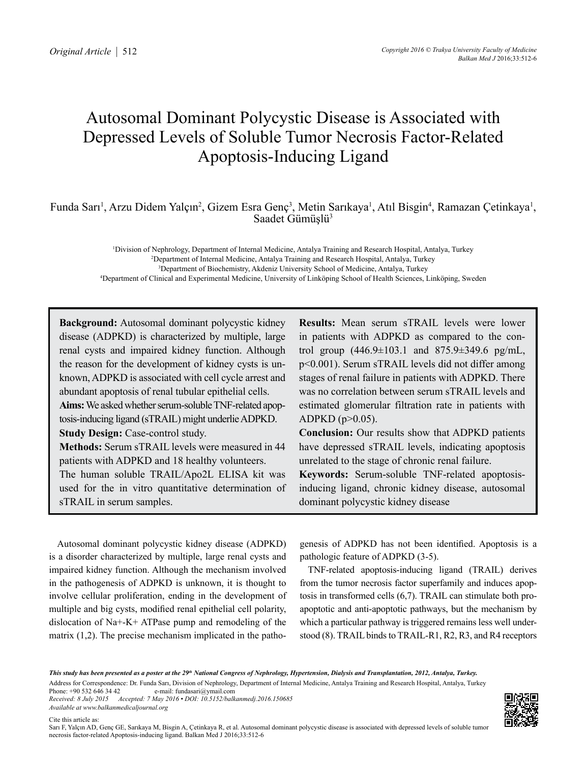# Autosomal Dominant Polycystic Disease is Associated with Depressed Levels of Soluble Tumor Necrosis Factor-Related Apoptosis-Inducing Ligand

Funda Sarı[1], Arzu Didem Yalçın[2], Gizem Esra Genç[3], Metin Sarıkaya[1], Atıl Bisgin[4], Ramazan Çetinkaya[1], Saadet Gümüşlü[3]

[1]Division of Nephrology, Department of Internal Medicine, Antalya Training and Research Hospital, Antalya, Turkey
[2]Department of Internal Medicine, Antalya Training and Research Hospital, Antalya, Turkey
[3]Department of Biochemistry, Akdeniz University School of Medicine, Antalya, Turkey
[4]Department of Clinical and Experimental Medicine, University of Linköping School of Health Sciences, Linköping, Sweden

**Background:** Autosomal dominant polycystic kidney disease (ADPKD) is characterized by multiple, large renal cysts and impaired kidney function. Although the reason for the development of kidney cysts is unknown, ADPKD is associated with cell cycle arrest and abundant apoptosis of renal tubular epithelial cells.

**Aims:** We asked whether serum-soluble TNF-related apoptosis-inducing ligand (sTRAIL) might underlie ADPKD.

**Study Design:** Case-control study.

**Methods:** Serum sTRAIL levels were measured in 44 patients with ADPKD and 18 healthy volunteers. The human soluble TRAIL/Apo2L ELISA kit was used for the in vitro quantitative determination of sTRAIL in serum samples.

**Results:** Mean serum sTRAIL levels were lower in patients with ADPKD as compared to the control group (446.9±103.1 and 875.9±349.6 pg/mL, $p<0.001$). Serum sTRAIL levels did not differ among stages of renal failure in patients with ADPKD. There was no correlation between serum sTRAIL levels and estimated glomerular filtration rate in patients with ADPKD ($p>0.05$).

**Conclusion:** Our results show that ADPKD patients have depressed sTRAIL levels, indicating apoptosis unrelated to the stage of chronic renal failure.

**Keywords:** Serum-soluble TNF-related apoptosis-inducing ligand, chronic kidney disease, autosomal dominant polycystic kidney disease

Autosomal dominant polycystic kidney disease (ADPKD) is a disorder characterized by multiple, large renal cysts and impaired kidney function. Although the mechanism involved in the pathogenesis of ADPKD is unknown, it is thought to involve cellular proliferation, ending in the development of multiple and big cysts, modified renal epithelial cell polarity, dislocation of Na+-K+ ATPase pump and remodeling of the matrix (1,2). The precise mechanism implicated in the pathogenesis of ADPKD has not been identified. Apoptosis is a pathologic feature of ADPKD (3-5).

TNF-related apoptosis-inducing ligand (TRAIL) derives from the tumor necrosis factor superfamily and induces apoptosis in transformed cells (6,7). TRAIL can stimulate both pro-apoptotic and anti-apoptotic pathways, but the mechanism by which a particular pathway is triggered remains less well understood (8). TRAIL binds to TRAIL-R1, R2, R3, and R4 receptors

*This study has been presented as a poster at the 29th National Congress of Nephrology, Hypertension, Dialysis and Transplantation, 2012, Antalya, Turkey.*

Address for Correspondence: Dr. Funda Sarı, Division of Nephrology, Department of Internal Medicine, Antalya Training and Research Hospital, Antalya, Turkey
Phone: +90 532 646 34 42 e-mail: fundasari@ymail.com
*Received: 8 July 2015 Accepted: 7 May 2016 • DOI: 10.5152/balkanmedj.2016.150685*
*Available at www.balkanmedicaljournal.org*

Cite this article as:
Sarı F, Yalçın AD, Genç GE, Sarıkaya M, Bisgin A, Çetinkaya R, et al. Autosomal dominant polycystic disease is associated with depressed levels of soluble tumor necrosis factor-related Apoptosis-inducing ligand. Balkan Med J 2016;33:512-6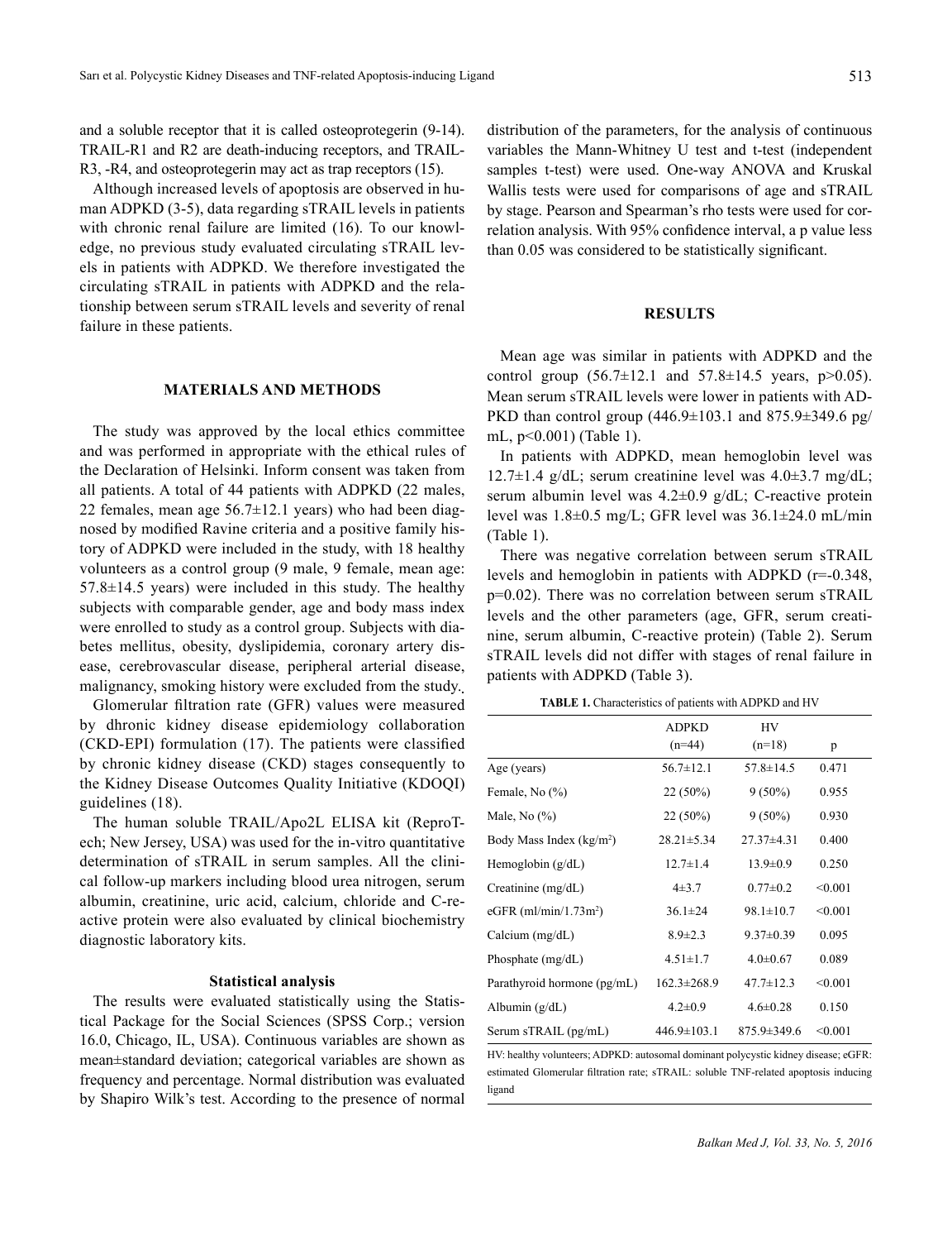and a soluble receptor that it is called osteoprotegerin (9-14). TRAIL-R1 and R2 are death-inducing receptors, and TRAIL-R3, -R4, and osteoprotegerin may act as trap receptors (15).

Although increased levels of apoptosis are observed in human ADPKD (3-5), data regarding sTRAIL levels in patients with chronic renal failure are limited (16). To our knowledge, no previous study evaluated circulating sTRAIL levels in patients with ADPKD. We therefore investigated the circulating sTRAIL in patients with ADPKD and the relationship between serum sTRAIL levels and severity of renal failure in these patients.

## MATERIALS AND METHODS

The study was approved by the local ethics committee and was performed in appropriate with the ethical rules of the Declaration of Helsinki. Inform consent was taken from all patients. A total of 44 patients with ADPKD (22 males, 22 females, mean age 56.7±12.1 years) who had been diagnosed by modified Ravine criteria and a positive family history of ADPKD were included in the study, with 18 healthy volunteers as a control group (9 male, 9 female, mean age: 57.8±14.5 years) were included in this study. The healthy subjects with comparable gender, age and body mass index were enrolled to study as a control group. Subjects with diabetes mellitus, obesity, dyslipidemia, coronary artery disease, cerebrovascular disease, peripheral arterial disease, malignancy, smoking history were excluded from the study.

Glomerular filtration rate (GFR) values were measured by dhronic kidney disease epidemiology collaboration (CKD-EPI) formulation (17). The patients were classified by chronic kidney disease (CKD) stages consequently to the Kidney Disease Outcomes Quality Initiative (KDOQI) guidelines (18).

The human soluble TRAIL/Apo2L ELISA kit (ReproTech; New Jersey, USA) was used for the in-vitro quantitative determination of sTRAIL in serum samples. All the clinical follow-up markers including blood urea nitrogen, serum albumin, creatinine, uric acid, calcium, chloride and C-reactive protein were also evaluated by clinical biochemistry diagnostic laboratory kits.

### Statistical analysis

The results were evaluated statistically using the Statistical Package for the Social Sciences (SPSS Corp.; version 16.0, Chicago, IL, USA). Continuous variables are shown as mean±standard deviation; categorical variables are shown as frequency and percentage. Normal distribution was evaluated by Shapiro Wilk's test. According to the presence of normal distribution of the parameters, for the analysis of continuous variables the Mann-Whitney U test and t-test (independent samples t-test) were used. One-way ANOVA and Kruskal Wallis tests were used for comparisons of age and sTRAIL by stage. Pearson and Spearman's rho tests were used for correlation analysis. With 95% confidence interval, a p value less than 0.05 was considered to be statistically significant.

## RESULTS

Mean age was similar in patients with ADPKD and the control group (56.7±12.1 and 57.8±14.5 years, $p>0.05$). Mean serum sTRAIL levels were lower in patients with ADPKD than control group (446.9±103.1 and 875.9±349.6 pg/mL, $p<0.001$) (Table 1).

In patients with ADPKD, mean hemoglobin level was 12.7±1.4 g/dL; serum creatinine level was 4.0±3.7 mg/dL; serum albumin level was 4.2±0.9 g/dL; C-reactive protein level was 1.8±0.5 mg/L; GFR level was 36.1±24.0 mL/min (Table 1).

There was negative correlation between serum sTRAIL levels and hemoglobin in patients with ADPKD ($r=-0.348$, $p=0.02$). There was no correlation between serum sTRAIL levels and the other parameters (age, GFR, serum creatinine, serum albumin, C-reactive protein) (Table 2). Serum sTRAIL levels did not differ with stages of renal failure in patients with ADPKD (Table 3).

**TABLE 1.** Characteristics of patients with ADPKD and HV

| | ADPKD (n=44) | HV (n=18) | p |
|---|---|---|---|
| Age (years) | 56.7±12.1 | 57.8±14.5 | 0.471 |
| Female, No (%) | 22 (50%) | 9 (50%) | 0.955 |
| Male, No (%) | 22 (50%) | 9 (50%) | 0.930 |
| Body Mass Index (kg/m$^2$) | 28.21±5.34 | 27.37±4.31 | 0.400 |
| Hemoglobin (g/dL) | 12.7±1.4 | 13.9±0.9 | 0.250 |
| Creatinine (mg/dL) | 4±3.7 | 0.77±0.2 | <0.001 |
| eGFR (ml/min/1.73m$^2$) | 36.1±24 | 98.1±10.7 | <0.001 |
| Calcium (mg/dL) | 8.9±2.3 | 9.37±0.39 | 0.095 |
| Phosphate (mg/dL) | 4.51±1.7 | 4.0±0.67 | 0.089 |
| Parathyroid hormone (pg/mL) | 162.3±268.9 | 47.7±12.3 | <0.001 |
| Albumin (g/dL) | 4.2±0.9 | 4.6±0.28 | 0.150 |
| Serum sTRAIL (pg/mL) | 446.9±103.1 | 875.9±349.6 | <0.001 |

HV: healthy volunteers; ADPKD: autosomal dominant polycystic kidney disease; eGFR: estimated Glomerular filtration rate; sTRAIL: soluble TNF-related apoptosis inducing ligand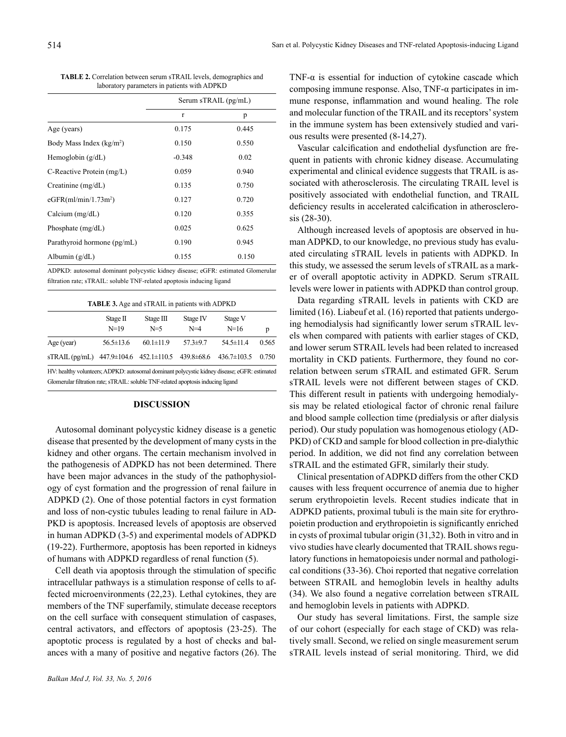**TABLE 2.** Correlation between serum sTRAIL levels, demographics and laboratory parameters in patients with ADPKD

| | Serum sTRAIL (pg/mL) | |
|---|---|---|
| | r | p |
| Age (years) | 0.175 | 0.445 |
| Body Mass Index (kg/m$^2$) | 0.150 | 0.550 |
| Hemoglobin (g/dL) | -0.348 | 0.02 |
| C-Reactive Protein (mg/L) | 0.059 | 0.940 |
| Creatinine (mg/dL) | 0.135 | 0.750 |
| eGFR(ml/min/1.73m$^2$) | 0.127 | 0.720 |
| Calcium (mg/dL) | 0.120 | 0.355 |
| Phosphate (mg/dL) | 0.025 | 0.625 |
| Parathyroid hormone (pg/mL) | 0.190 | 0.945 |
| Albumin (g/dL) | 0.155 | 0.150 |

ADPKD: autosomal dominant polycystic kidney disease; eGFR: estimated Glomerular filtration rate; sTRAIL: soluble TNF-related apoptosis inducing ligand

**TABLE 3.** Age and sTRAIL in patients with ADPKD

| | Stage II N=19 | Stage III N=5 | Stage IV N=4 | Stage V N=16 | p |
|---|---|---|---|---|---|
| Age (year) | 56.5±13.6 | 60.1±11.9 | 57.3±9.7 | 54.5±11.4 | 0.565 |
| sTRAIL (pg/mL) | 447.9±104.6 | 452.1±110.5 | 439.8±68.6 | 436.7±103.5 | 0.750 |

HV: healthy volunteers; ADPKD: autosomal dominant polycystic kidney disease; eGFR: estimated Glomerular filtration rate; sTRAIL: soluble TNF-related apoptosis inducing ligand

## DISCUSSION

Autosomal dominant polycystic kidney disease is a genetic disease that presented by the development of many cysts in the kidney and other organs. The certain mechanism involved in the pathogenesis of ADPKD has not been determined. There have been major advances in the study of the pathophysiology of cyst formation and the progression of renal failure in ADPKD (2). One of those potential factors in cyst formation and loss of non-cystic tubules leading to renal failure in ADPKD is apoptosis. Increased levels of apoptosis are observed in human ADPKD (3-5) and experimental models of ADPKD (19-22). Furthermore, apoptosis has been reported in kidneys of humans with ADPKD regardless of renal function (5).

Cell death via apoptosis through the stimulation of specific intracellular pathways is a stimulation response of cells to affected microenvironments (22,23). Lethal cytokines, they are members of the TNF superfamily, stimulate decease receptors on the cell surface with consequent stimulation of caspases, central activators, and effectors of apoptosis (23-25). The apoptotic process is regulated by a host of checks and balances with a many of positive and negative factors (26). The TNF-α is essential for induction of cytokine cascade which composing immune response. Also, TNF-α participates in immune response, inflammation and wound healing. The role and molecular function of the TRAIL and its receptors' system in the immune system has been extensively studied and various results were presented (8-14,27).

Vascular calcification and endothelial dysfunction are frequent in patients with chronic kidney disease. Accumulating experimental and clinical evidence suggests that TRAIL is associated with atherosclerosis. The circulating TRAIL level is positively associated with endothelial function, and TRAIL deficiency results in accelerated calcification in atherosclerosis (28-30).

Although increased levels of apoptosis are observed in human ADPKD, to our knowledge, no previous study has evaluated circulating sTRAIL levels in patients with ADPKD. In this study, we assessed the serum levels of sTRAIL as a marker of overall apoptotic activity in ADPKD. Serum sTRAIL levels were lower in patients with ADPKD than control group.

Data regarding sTRAIL levels in patients with CKD are limited (16). Liabeuf et al. (16) reported that patients undergoing hemodialysis had significantly lower serum sTRAIL levels when compared with patients with earlier stages of CKD, and lower serum STRAIL levels had been related to increased mortality in CKD patients. Furthermore, they found no correlation between serum sTRAIL and estimated GFR. Serum sTRAIL levels were not different between stages of CKD. This different result in patients with undergoing hemodialysis may be related etiological factor of chronic renal failure and blood sample collection time (predialysis or after dialysis period). Our study population was homogenous etiology (ADPKD) of CKD and sample for blood collection in pre-dialythic period. In addition, we did not find any correlation between sTRAIL and the estimated GFR, similarly their study.

Clinical presentation of ADPKD differs from the other CKD causes with less frequent occurrence of anemia due to higher serum erythropoietin levels. Recent studies indicate that in ADPKD patients, proximal tubuli is the main site for erythropoietin production and erythropoietin is significantly enriched in cysts of proximal tubular origin (31,32). Both in vitro and in vivo studies have clearly documented that TRAIL shows regulatory functions in hematopoiesis under normal and pathological conditions (33-36). Choi reported that negative correlation between STRAIL and hemoglobin levels in healthy adults (34). We also found a negative correlation between sTRAIL and hemoglobin levels in patients with ADPKD.

Our study has several limitations. First, the sample size of our cohort (especially for each stage of CKD) was relatively small. Second, we relied on single measurement serum sTRAIL levels instead of serial monitoring. Third, we did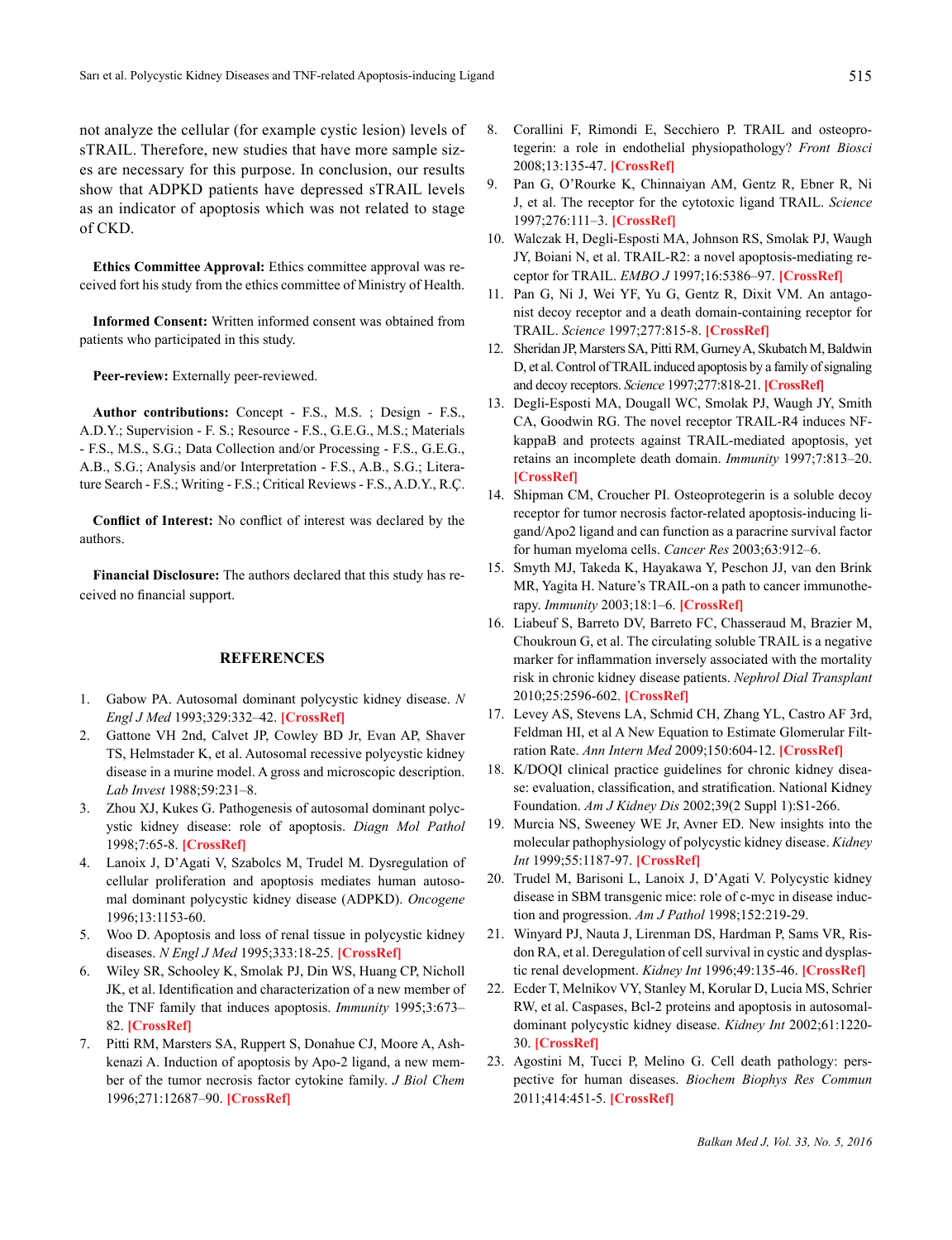not analyze the cellular (for example cystic lesion) levels of sTRAIL. Therefore, new studies that have more sample sizes are necessary for this purpose. In conclusion, our results show that ADPKD patients have depressed sTRAIL levels as an indicator of apoptosis which was not related to stage of CKD.

**Ethics Committee Approval:** Ethics committee approval was received fort his study from the ethics committee of Ministry of Health.

**Informed Consent:** Written informed consent was obtained from patients who participated in this study.

**Peer-review:** Externally peer-reviewed.

**Author contributions:** Concept - F.S., M.S. ; Design - F.S., A.D.Y.; Supervision - F. S.; Resource - F.S., G.E.G., M.S.; Materials - F.S., M.S., S.G.; Data Collection and/or Processing - F.S., G.E.G., A.B., S.G.; Analysis and/or Interpretation - F.S., A.B., S.G.; Literature Search - F.S.; Writing - F.S.; Critical Reviews - F.S., A.D.Y., R.Ç.

**Conflict of Interest:** No conflict of interest was declared by the authors.

**Financial Disclosure:** The authors declared that this study has received no financial support.

## REFERENCES

1. Gabow PA. Autosomal dominant polycystic kidney disease. *N Engl J Med* 1993;329:332–42. [CrossRef]
2. Gattone VH 2nd, Calvet JP, Cowley BD Jr, Evan AP, Shaver TS, Helmstader K, et al. Autosomal recessive polycystic kidney disease in a murine model. A gross and microscopic description. *Lab Invest* 1988;59:231–8.
3. Zhou XJ, Kukes G. Pathogenesis of autosomal dominant polycystic kidney disease: role of apoptosis. *Diagn Mol Pathol* 1998;7:65-8. [CrossRef]
4. Lanoix J, D'Agati V, Szabolcs M, Trudel M. Dysregulation of cellular proliferation and apoptosis mediates human autosomal dominant polycystic kidney disease (ADPKD). *Oncogene* 1996;13:1153-60.
5. Woo D. Apoptosis and loss of renal tissue in polycystic kidney diseases. *N Engl J Med* 1995;333:18-25. [CrossRef]
6. Wiley SR, Schooley K, Smolak PJ, Din WS, Huang CP, Nicholl JK, et al. Identification and characterization of a new member of the TNF family that induces apoptosis. *Immunity* 1995;3:673–82. [CrossRef]
7. Pitti RM, Marsters SA, Ruppert S, Donahue CJ, Moore A, Ashkenazi A. Induction of apoptosis by Apo-2 ligand, a new member of the tumor necrosis factor cytokine family. *J Biol Chem* 1996;271:12687–90. [CrossRef]
8. Corallini F, Rimondi E, Secchiero P. TRAIL and osteoprotegerin: a role in endothelial physiopathology? *Front Biosci* 2008;13:135-47. [CrossRef]
9. Pan G, O'Rourke K, Chinnaiyan AM, Gentz R, Ebner R, Ni J, et al. The receptor for the cytotoxic ligand TRAIL. *Science* 1997;276:111–3. [CrossRef]
10. Walczak H, Degli-Esposti MA, Johnson RS, Smolak PJ, Waugh JY, Boiani N, et al. TRAIL-R2: a novel apoptosis-mediating receptor for TRAIL. *EMBO J* 1997;16:5386–97. [CrossRef]
11. Pan G, Ni J, Wei YF, Yu G, Gentz R, Dixit VM. An antagonist decoy receptor and a death domain-containing receptor for TRAIL. *Science* 1997;277:815-8. [CrossRef]
12. Sheridan JP, Marsters SA, Pitti RM, Gurney A, Skubatch M, Baldwin D, et al. Control of TRAIL induced apoptosis by a family of signaling and decoy receptors. *Science* 1997;277:818-21. [CrossRef]
13. Degli-Esposti MA, Dougall WC, Smolak PJ, Waugh JY, Smith CA, Goodwin RG. The novel receptor TRAIL-R4 induces NF-kappaB and protects against TRAIL-mediated apoptosis, yet retains an incomplete death domain. *Immunity* 1997;7:813–20. [CrossRef]
14. Shipman CM, Croucher PI. Osteoprotegerin is a soluble decoy receptor for tumor necrosis factor-related apoptosis-inducing ligand/Apo2 ligand and can function as a paracrine survival factor for human myeloma cells. *Cancer Res* 2003;63:912–6.
15. Smyth MJ, Takeda K, Hayakawa Y, Peschon JJ, van den Brink MR, Yagita H. Nature's TRAIL-on a path to cancer immunotherapy. *Immunity* 2003;18:1–6. [CrossRef]
16. Liabeuf S, Barreto DV, Barreto FC, Chasseraud M, Brazier M, Choukroun G, et al. The circulating soluble TRAIL is a negative marker for inflammation inversely associated with the mortality risk in chronic kidney disease patients. *Nephrol Dial Transplant* 2010;25:2596-602. [CrossRef]
17. Levey AS, Stevens LA, Schmid CH, Zhang YL, Castro AF 3rd, Feldman HI, et al A New Equation to Estimate Glomerular Filtration Rate. *Ann Intern Med* 2009;150:604-12. [CrossRef]
18. K/DOQI clinical practice guidelines for chronic kidney disease: evaluation, classification, and stratification. National Kidney Foundation. *Am J Kidney Dis* 2002;39(2 Suppl 1):S1-266.
19. Murcia NS, Sweeney WE Jr, Avner ED. New insights into the molecular pathophysiology of polycystic kidney disease. *Kidney Int* 1999;55:1187-97. [CrossRef]
20. Trudel M, Barisoni L, Lanoix J, D'Agati V. Polycystic kidney disease in SBM transgenic mice: role of c-myc in disease induction and progression. *Am J Pathol* 1998;152:219-29.
21. Winyard PJ, Nauta J, Lirenman DS, Hardman P, Sams VR, Risdon RA, et al. Deregulation of cell survival in cystic and dysplastic renal development. *Kidney Int* 1996;49:135-46. [CrossRef]
22. Ecder T, Melnikov VY, Stanley M, Korular D, Lucia MS, Schrier RW, et al. Caspases, Bcl-2 proteins and apoptosis in autosomal-dominant polycystic kidney disease. *Kidney Int* 2002;61:1220-30. [CrossRef]
23. Agostini M, Tucci P, Melino G. Cell death pathology: perspective for human diseases. *Biochem Biophys Res Commun* 2011;414:451-5. [CrossRef]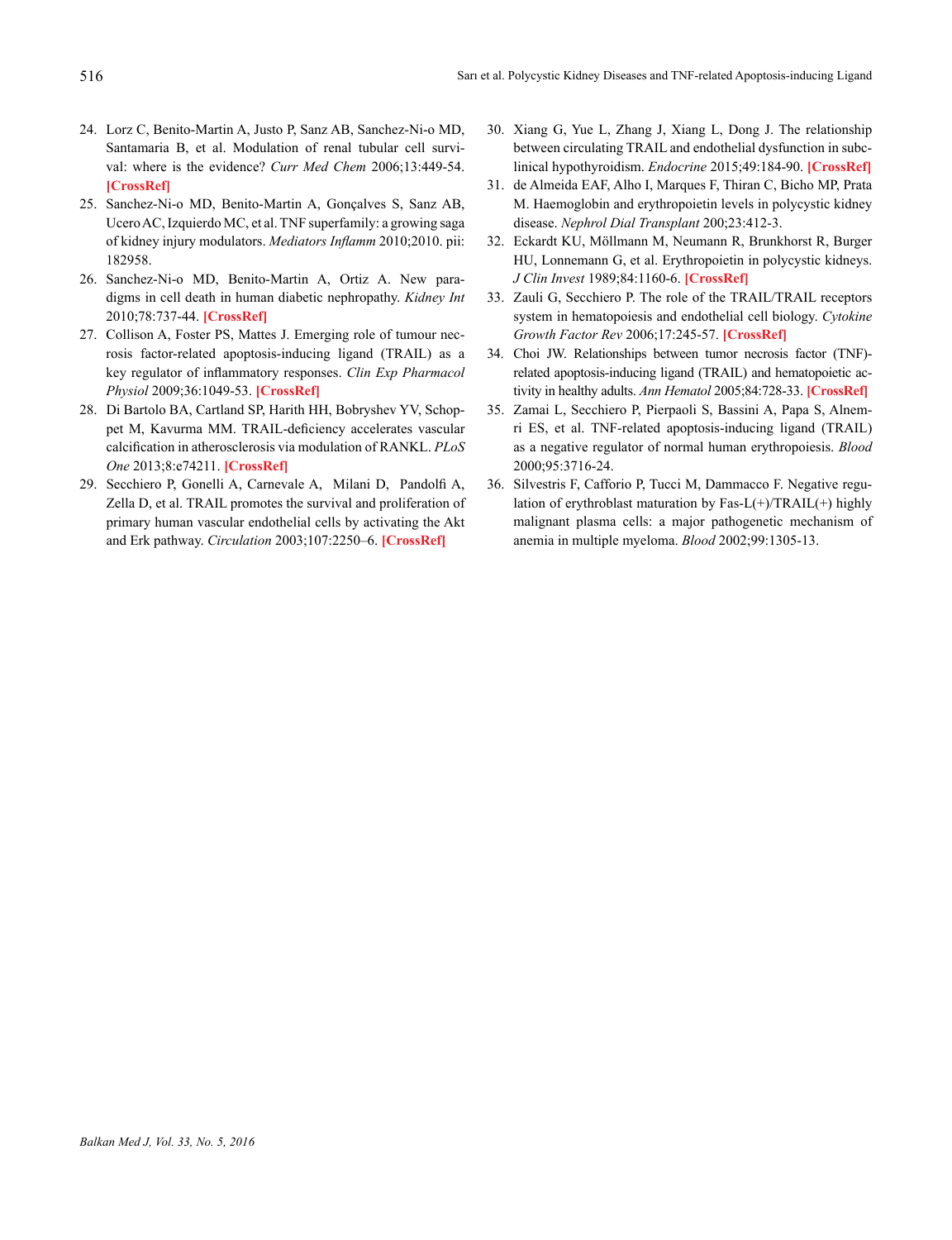24. Lorz C, Benito-Martin A, Justo P, Sanz AB, Sanchez-Ni-o MD, Santamaria B, et al. Modulation of renal tubular cell survival: where is the evidence? *Curr Med Chem* 2006;13:449-54. **[CrossRef]**
25. Sanchez-Ni-o MD, Benito-Martin A, Gonçalves S, Sanz AB, Ucero AC, Izquierdo MC, et al. TNF superfamily: a growing saga of kidney injury modulators. *Mediators Inflamm* 2010;2010. pii: 182958.
26. Sanchez-Ni-o MD, Benito-Martin A, Ortiz A. New paradigms in cell death in human diabetic nephropathy. *Kidney Int* 2010;78:737-44. **[CrossRef]**
27. Collison A, Foster PS, Mattes J. Emerging role of tumour necrosis factor-related apoptosis-inducing ligand (TRAIL) as a key regulator of inflammatory responses. *Clin Exp Pharmacol Physiol* 2009;36:1049-53. **[CrossRef]**
28. Di Bartolo BA, Cartland SP, Harith HH, Bobryshev YV, Schoppet M, Kavurma MM. TRAIL-deficiency accelerates vascular calcification in atherosclerosis via modulation of RANKL. *PLoS One* 2013;8:e74211. **[CrossRef]**
29. Secchiero P, Gonelli A, Carnevale A, Milani D, Pandolfi A, Zella D, et al. TRAIL promotes the survival and proliferation of primary human vascular endothelial cells by activating the Akt and Erk pathway. *Circulation* 2003;107:2250–6. **[CrossRef]**
30. Xiang G, Yue L, Zhang J, Xiang L, Dong J. The relationship between circulating TRAIL and endothelial dysfunction in subclinical hypothyroidism. *Endocrine* 2015;49:184-90. **[CrossRef]**
31. de Almeida EAF, Alho I, Marques F, Thiran C, Bicho MP, Prata M. Haemoglobin and erythropoietin levels in polycystic kidney disease. *Nephrol Dial Transplant* 200;23:412-3.
32. Eckardt KU, Möllmann M, Neumann R, Brunkhorst R, Burger HU, Lonnemann G, et al. Erythropoietin in polycystic kidneys. *J Clin Invest* 1989;84:1160-6. **[CrossRef]**
33. Zauli G, Secchiero P. The role of the TRAIL/TRAIL receptors system in hematopoiesis and endothelial cell biology. *Cytokine Growth Factor Rev* 2006;17:245-57. **[CrossRef]**
34. Choi JW. Relationships between tumor necrosis factor (TNF)-related apoptosis-inducing ligand (TRAIL) and hematopoietic activity in healthy adults. *Ann Hematol* 2005;84:728-33. **[CrossRef]**
35. Zamai L, Secchiero P, Pierpaoli S, Bassini A, Papa S, Alnemri ES, et al. TNF-related apoptosis-inducing ligand (TRAIL) as a negative regulator of normal human erythropoiesis. *Blood* 2000;95:3716-24.
36. Silvestris F, Cafforio P, Tucci M, Dammacco F. Negative regulation of erythroblast maturation by Fas-L(+)/TRAIL(+) highly malignant plasma cells: a major pathogenetic mechanism of anemia in multiple myeloma. *Blood* 2002;99:1305-13.